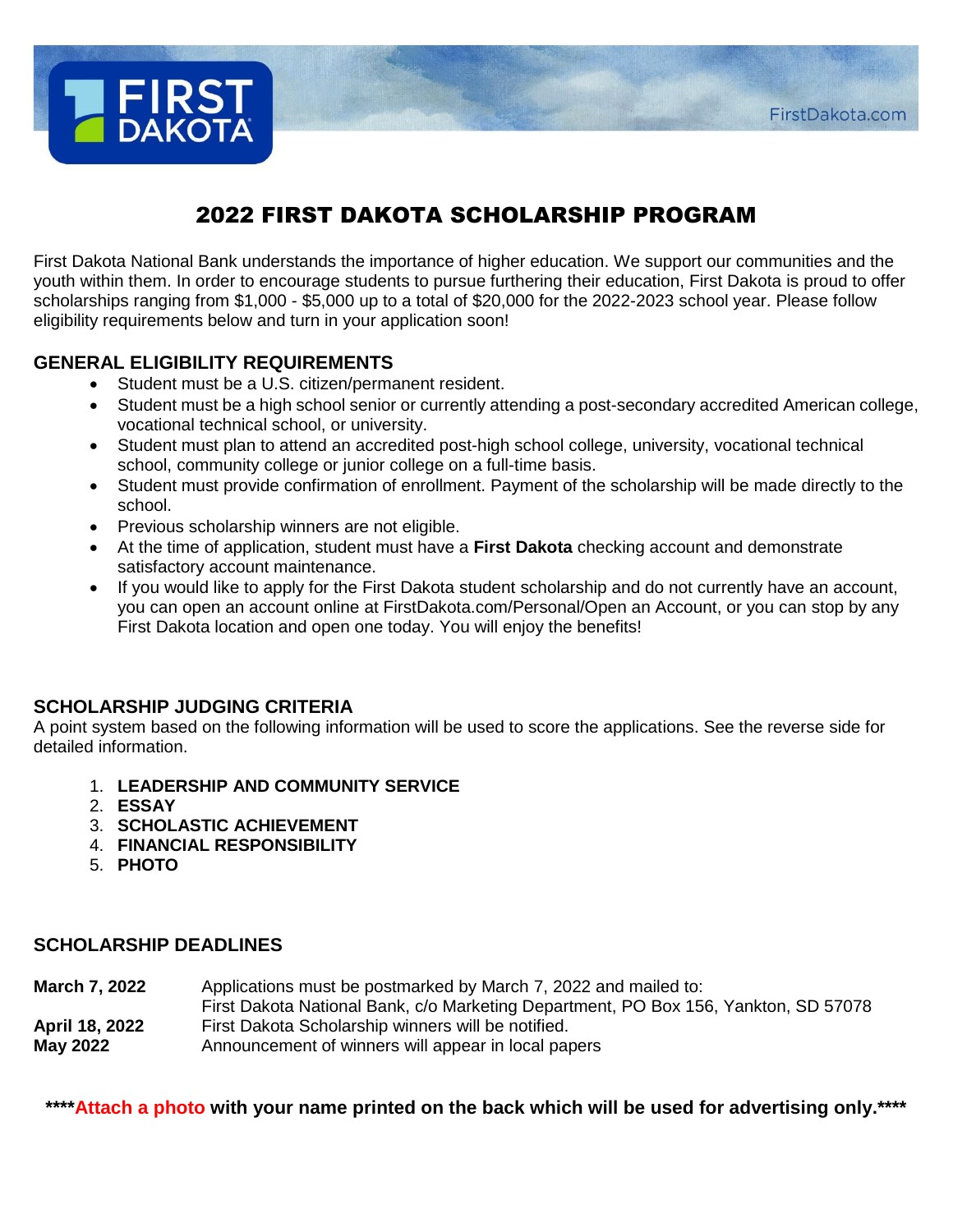FirstDakota.com

# 2022 FIRST DAKOTA SCHOLARSHIP PROGRAM

First Dakota National Bank understands the importance of higher education. We support our communities and the youth within them. In order to encourage students to pursue furthering their education, First Dakota is proud to offer scholarships ranging from $1,000 - $5,000 up to a total of $20,000 for the 2022-2023 school year. Please follow eligibility requirements below and turn in your application soon!

## GENERAL ELIGIBILITY REQUIREMENTS

- Student must be a U.S. citizen/permanent resident.
- Student must be a high school senior or currently attending a post-secondary accredited American college, vocational technical school, or university.
- Student must plan to attend an accredited post-high school college, university, vocational technical school, community college or junior college on a full-time basis.
- Student must provide confirmation of enrollment. Payment of the scholarship will be made directly to the school.
- Previous scholarship winners are not eligible.
- At the time of application, student must have a **First Dakota** checking account and demonstrate satisfactory account maintenance.
- If you would like to apply for the First Dakota student scholarship and do not currently have an account, you can open an account online at FirstDakota.com/Personal/Open an Account, or you can stop by any First Dakota location and open one today. You will enjoy the benefits!

## SCHOLARSHIP JUDGING CRITERIA

A point system based on the following information will be used to score the applications. See the reverse side for detailed information.

1. **LEADERSHIP AND COMMUNITY SERVICE**
2. **ESSAY**
3. **SCHOLASTIC ACHIEVEMENT**
4. **FINANCIAL RESPONSIBILITY**
5. **PHOTO**

## SCHOLARSHIP DEADLINES

**March 7, 2022** Applications must be postmarked by March 7, 2022 and mailed to: First Dakota National Bank, c/o Marketing Department, PO Box 156, Yankton, SD 57078

**April 18, 2022** First Dakota Scholarship winners will be notified.

**May 2022** Announcement of winners will appear in local papers

**\*\*\*\*Attach a photo with your name printed on the back which will be used for advertising only.\*\*\*\***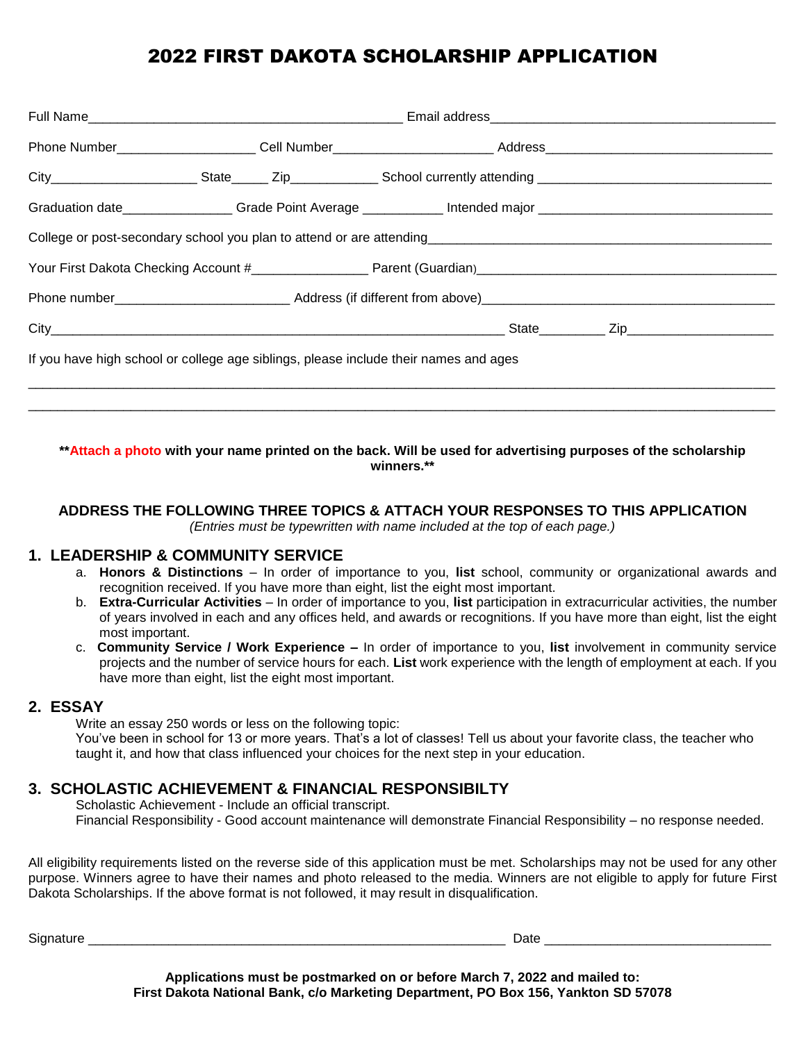# 2022 FIRST DAKOTA SCHOLARSHIP APPLICATION

Full Name_____________________________________________ Email address________________________________________

Phone Number____________________ Cell Number______________________ Address________________________________

City____________________ State_____ Zip____________ School currently attending ________________________________

Graduation date_______________ Grade Point Average ___________ Intended major ________________________________

College or post-secondary school you plan to attend or are attending_________________________________________________

Your First Dakota Checking Account #________________ Parent (Guardian)__________________________________________

Phone number________________________ Address (if different from above)________________________________________

City_________________________________________________________________ State_________ Zip_____________________

If you have high school or college age siblings, please include their names and ages

______________________________________________________________________________________________________________

______________________________________________________________________________________________________________

**\*\*Attach a photo with your name printed on the back. Will be used for advertising purposes of the scholarship winners.\*\***

**ADDRESS THE FOLLOWING THREE TOPICS & ATTACH YOUR RESPONSES TO THIS APPLICATION**

*(Entries must be typewritten with name included at the top of each page.)*

## 1. LEADERSHIP & COMMUNITY SERVICE

a. **Honors & Distinctions** – In order of importance to you, **list** school, community or organizational awards and recognition received. If you have more than eight, list the eight most important.

b. **Extra-Curricular Activities** – In order of importance to you, **list** participation in extracurricular activities, the number of years involved in each and any offices held, and awards or recognitions. If you have more than eight, list the eight most important.

c. **Community Service / Work Experience –** In order of importance to you, **list** involvement in community service projects and the number of service hours for each. **List** work experience with the length of employment at each. If you have more than eight, list the eight most important.

## 2. ESSAY

Write an essay 250 words or less on the following topic:
You've been in school for 13 or more years. That's a lot of classes! Tell us about your favorite class, the teacher who taught it, and how that class influenced your choices for the next step in your education.

## 3. SCHOLASTIC ACHIEVEMENT & FINANCIAL RESPONSIBILTY

Scholastic Achievement - Include an official transcript.
Financial Responsibility - Good account maintenance will demonstrate Financial Responsibility – no response needed.

All eligibility requirements listed on the reverse side of this application must be met. Scholarships may not be used for any other purpose. Winners agree to have their names and photo released to the media. Winners are not eligible to apply for future First Dakota Scholarships. If the above format is not followed, it may result in disqualification.

Signature ___________________________________________________________ Date _______________________________

**Applications must be postmarked on or before March 7, 2022 and mailed to:**
**First Dakota National Bank, c/o Marketing Department, PO Box 156, Yankton SD 57078**